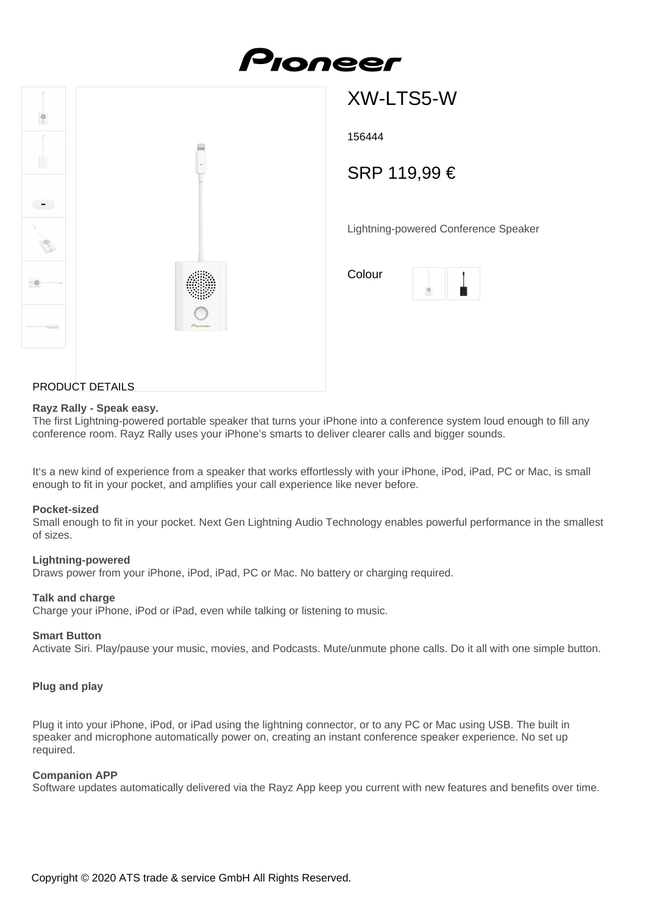Pioneer

# XW-LTS5-W

156444

SRP 119,99 €

Lightning-powered Conference Speaker

Colour

PRODUCT DETAILS

**Rayz Rally - Speak easy.**
The first Lightning-powered portable speaker that turns your iPhone into a conference system loud enough to fill any conference room. Rayz Rally uses your iPhone's smarts to deliver clearer calls and bigger sounds.

It's a new kind of experience from a speaker that works effortlessly with your iPhone, iPod, iPad, PC or Mac, is small enough to fit in your pocket, and amplifies your call experience like never before.

**Pocket-sized**
Small enough to fit in your pocket. Next Gen Lightning Audio Technology enables powerful performance in the smallest of sizes.

**Lightning-powered**
Draws power from your iPhone, iPod, iPad, PC or Mac. No battery or charging required.

**Talk and charge**
Charge your iPhone, iPod or iPad, even while talking or listening to music.

**Smart Button**
Activate Siri. Play/pause your music, movies, and Podcasts. Mute/unmute phone calls. Do it all with one simple button.

**Plug and play**

Plug it into your iPhone, iPod, or iPad using the lightning connector, or to any PC or Mac using USB. The built in speaker and microphone automatically power on, creating an instant conference speaker experience. No set up required.

**Companion APP**
Software updates automatically delivered via the Rayz App keep you current with new features and benefits over time.

Copyright © 2020 ATS trade & service GmbH All Rights Reserved.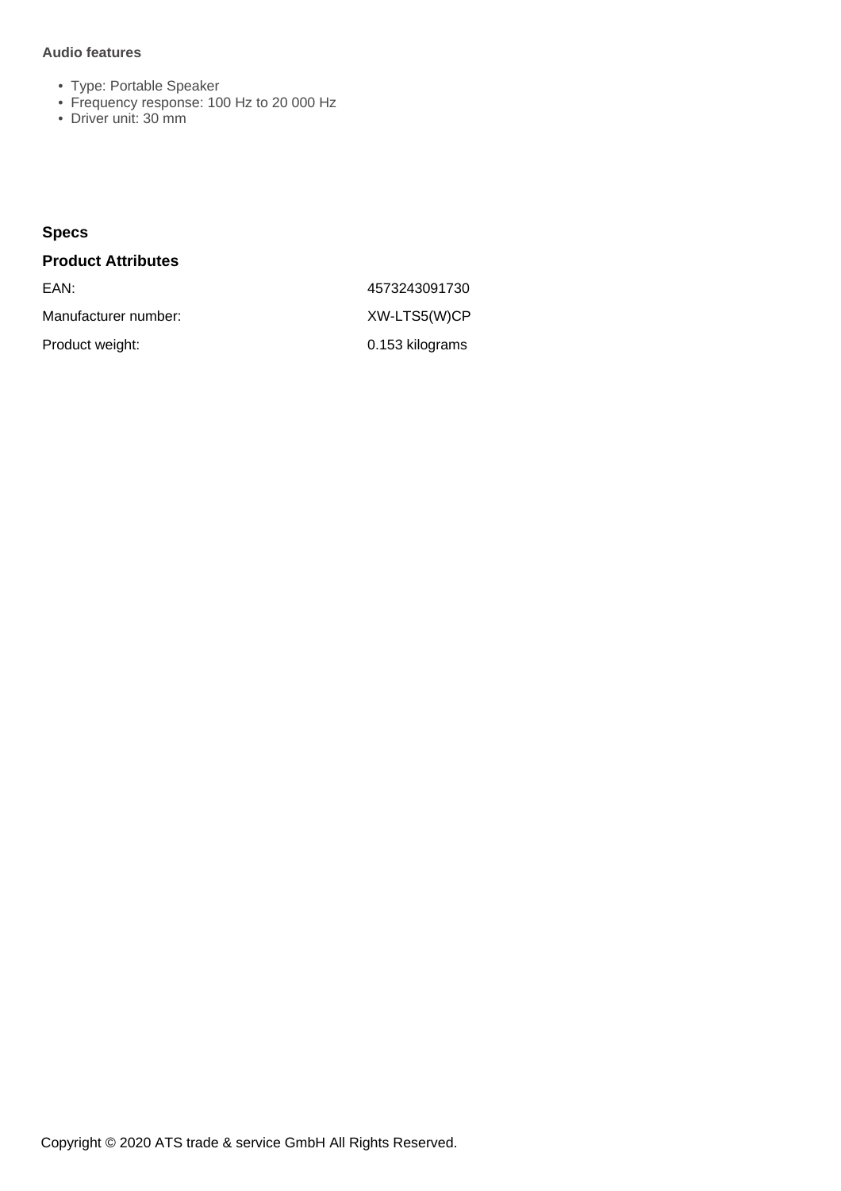#### Audio features

- Type: Portable Speaker
- Frequency response: 100 Hz to 20 000 Hz
- Driver unit: 30 mm

## Specs

### Product Attributes

| | |
|---|---|
| EAN: | 4573243091730 |
| Manufacturer number: | XW-LTS5(W)CP |
| Product weight: | 0.153 kilograms |

Copyright © 2020 ATS trade & service GmbH All Rights Reserved.